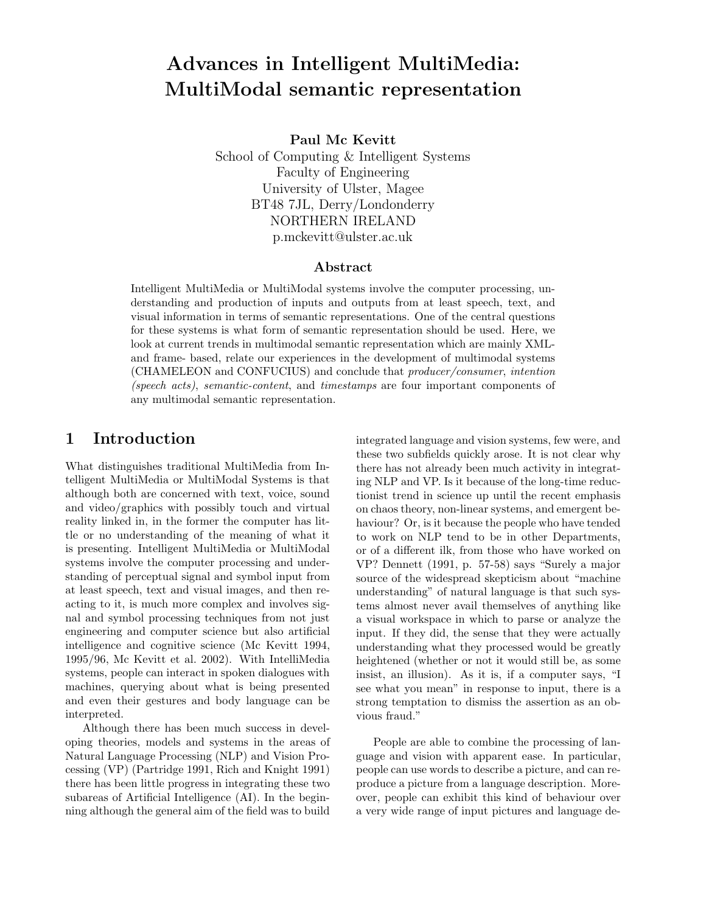# Advances in Intelligent MultiMedia: MultiModal semantic representation

**Paul Mc Kevitt**
School of Computing & Intelligent Systems
Faculty of Engineering
University of Ulster, Magee
BT48 7JL, Derry/Londonderry
NORTHERN IRELAND
p.mckevitt@ulster.ac.uk

## Abstract

Intelligent MultiMedia or MultiModal systems involve the computer processing, understanding and production of inputs and outputs from at least speech, text, and visual information in terms of semantic representations. One of the central questions for these systems is what form of semantic representation should be used. Here, we look at current trends in multimodal semantic representation which are mainly XML- and frame- based, relate our experiences in the development of multimodal systems (CHAMELEON and CONFUCIUS) and conclude that *producer/consumer*, *intention (speech acts)*, *semantic-content*, and *timestamps* are four important components of any multimodal semantic representation.

## 1 Introduction

What distinguishes traditional MultiMedia from Intelligent MultiMedia or MultiModal Systems is that although both are concerned with text, voice, sound and video/graphics with possibly touch and virtual reality linked in, in the former the computer has little or no understanding of the meaning of what it is presenting. Intelligent MultiMedia or MultiModal systems involve the computer processing and understanding of perceptual signal and symbol input from at least speech, text and visual images, and then reacting to it, is much more complex and involves signal and symbol processing techniques from not just engineering and computer science but also artificial intelligence and cognitive science (Mc Kevitt 1994, 1995/96, Mc Kevitt et al. 2002). With IntelliMedia systems, people can interact in spoken dialogues with machines, querying about what is being presented and even their gestures and body language can be interpreted.

Although there has been much success in developing theories, models and systems in the areas of Natural Language Processing (NLP) and Vision Processing (VP) (Partridge 1991, Rich and Knight 1991) there has been little progress in integrating these two subareas of Artificial Intelligence (AI). In the beginning although the general aim of the field was to build integrated language and vision systems, few were, and these two subfields quickly arose. It is not clear why there has not already been much activity in integrating NLP and VP. Is it because of the long-time reductionist trend in science up until the recent emphasis on chaos theory, non-linear systems, and emergent behaviour? Or, is it because the people who have tended to work on NLP tend to be in other Departments, or of a different ilk, from those who have worked on VP? Dennett (1991, p. 57-58) says "Surely a major source of the widespread skepticism about "machine understanding" of natural language is that such systems almost never avail themselves of anything like a visual workspace in which to parse or analyze the input. If they did, the sense that they were actually understanding what they processed would be greatly heightened (whether or not it would still be, as some insist, an illusion). As it is, if a computer says, "I see what you mean" in response to input, there is a strong temptation to dismiss the assertion as an obvious fraud."

People are able to combine the processing of language and vision with apparent ease. In particular, people can use words to describe a picture, and can reproduce a picture from a language description. Moreover, people can exhibit this kind of behaviour over a very wide range of input pictures and language de-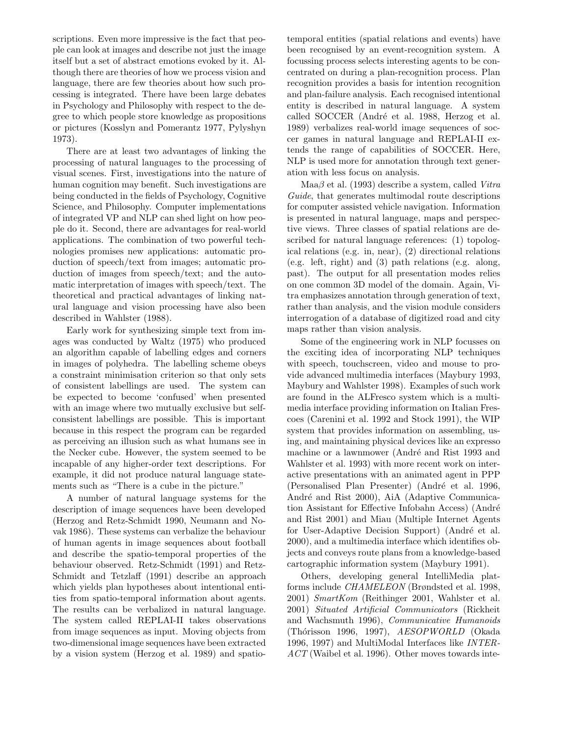scriptions. Even more impressive is the fact that people can look at images and describe not just the image itself but a set of abstract emotions evoked by it. Although there are theories of how we process vision and language, there are few theories about how such processing is integrated. There have been large debates in Psychology and Philosophy with respect to the degree to which people store knowledge as propositions or pictures (Kosslyn and Pomerantz 1977, Pylyshyn 1973).

There are at least two advantages of linking the processing of natural languages to the processing of visual scenes. First, investigations into the nature of human cognition may benefit. Such investigations are being conducted in the fields of Psychology, Cognitive Science, and Philosophy. Computer implementations of integrated VP and NLP can shed light on how people do it. Second, there are advantages for real-world applications. The combination of two powerful technologies promises new applications: automatic production of speech/text from images; automatic production of images from speech/text; and the automatic interpretation of images with speech/text. The theoretical and practical advantages of linking natural language and vision processing have also been described in Wahlster (1988).

Early work for synthesizing simple text from images was conducted by Waltz (1975) who produced an algorithm capable of labelling edges and corners in images of polyhedra. The labelling scheme obeys a constraint minimisation criterion so that only sets of consistent labellings are used. The system can be expected to become 'confused' when presented with an image where two mutually exclusive but self-consistent labellings are possible. This is important because in this respect the program can be regarded as perceiving an illusion such as what humans see in the Necker cube. However, the system seemed to be incapable of any higher-order text descriptions. For example, it did not produce natural language statements such as "There is a cube in the picture."

A number of natural language systems for the description of image sequences have been developed (Herzog and Retz-Schmidt 1990, Neumann and Novak 1986). These systems can verbalize the behaviour of human agents in image sequences about football and describe the spatio-temporal properties of the behaviour observed. Retz-Schmidt (1991) and Retz-Schmidt and Tetzlaff (1991) describe an approach which yields plan hypotheses about intentional entities from spatio-temporal information about agents. The results can be verbalized in natural language. The system called REPLAI-II takes observations from image sequences as input. Moving objects from two-dimensional image sequences have been extracted by a vision system (Herzog et al. 1989) and spatio-temporal entities (spatial relations and events) have been recognised by an event-recognition system. A focussing process selects interesting agents to be concentrated on during a plan-recognition process. Plan recognition provides a basis for intention recognition and plan-failure analysis. Each recognised intentional entity is described in natural language. A system called SOCCER (André et al. 1988, Herzog et al. 1989) verbalizes real-world image sequences of soccer games in natural language and REPLAI-II extends the range of capabilities of SOCCER. Here, NLP is used more for annotation through text generation with less focus on analysis.

Maa$\beta$ et al. (1993) describe a system, called *Vitra Guide*, that generates multimodal route descriptions for computer assisted vehicle navigation. Information is presented in natural language, maps and perspective views. Three classes of spatial relations are described for natural language references: (1) topological relations (e.g. in, near), (2) directional relations (e.g. left, right) and (3) path relations (e.g. along, past). The output for all presentation modes relies on one common 3D model of the domain. Again, Vitra emphasizes annotation through generation of text, rather than analysis, and the vision module considers interrogation of a database of digitized road and city maps rather than vision analysis.

Some of the engineering work in NLP focusses on the exciting idea of incorporating NLP techniques with speech, touchscreen, video and mouse to provide advanced multimedia interfaces (Maybury 1993, Maybury and Wahlster 1998). Examples of such work are found in the ALFresco system which is a multimedia interface providing information on Italian Frescoes (Carenini et al. 1992 and Stock 1991), the WIP system that provides information on assembling, using, and maintaining physical devices like an expresso machine or a lawnmower (André and Rist 1993 and Wahlster et al. 1993) with more recent work on interactive presentations with an animated agent in PPP (Personalised Plan Presenter) (André et al. 1996, André and Rist 2000), AiA (Adaptive Communication Assistant for Effective Infobahn Access) (André and Rist 2001) and Miau (Multiple Internet Agents for User-Adaptive Decision Support) (André et al. 2000), and a multimedia interface which identifies objects and conveys route plans from a knowledge-based cartographic information system (Maybury 1991).

Others, developing general IntelliMedia platforms include *CHAMELEON* (Brøndsted et al. 1998, 2001) *SmartKom* (Reithinger 2001, Wahlster et al. 2001) *Situated Artificial Communicators* (Rickheit and Wachsmuth 1996), *Communicative Humanoids* (Thórisson 1996, 1997), *AESOPWORLD* (Okada 1996, 1997) and MultiModal Interfaces like *INTERACT* (Waibel et al. 1996). Other moves towards inte-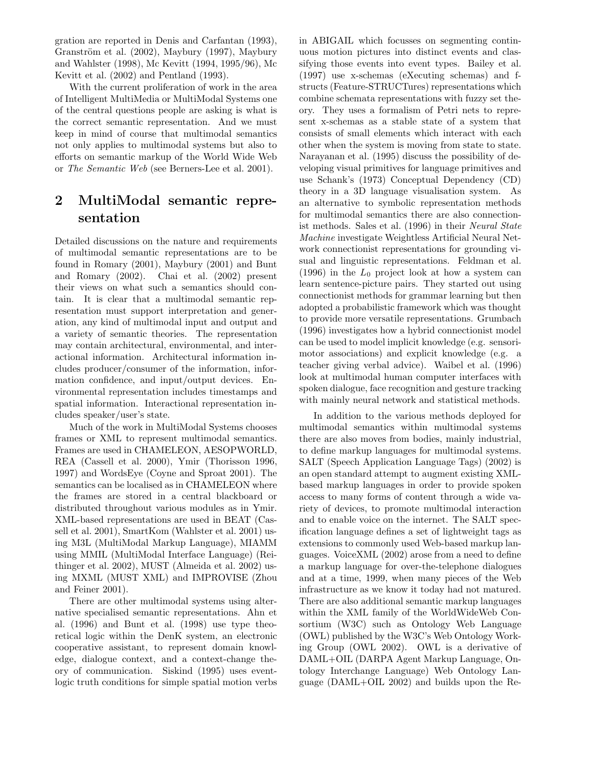gration are reported in Denis and Carfantan (1993), Granström et al. (2002), Maybury (1997), Maybury and Wahlster (1998), Mc Kevitt (1994, 1995/96), Mc Kevitt et al. (2002) and Pentland (1993).

With the current proliferation of work in the area of Intelligent MultiMedia or MultiModal Systems one of the central questions people are asking is what is the correct semantic representation. And we must keep in mind of course that multimodal semantics not only applies to multimodal systems but also to efforts on semantic markup of the World Wide Web or *The Semantic Web* (see Berners-Lee et al. 2001).

## 2 MultiModal semantic representation

Detailed discussions on the nature and requirements of multimodal semantic representations are to be found in Romary (2001), Maybury (2001) and Bunt and Romary (2002). Chai et al. (2002) present their views on what such a semantics should contain. It is clear that a multimodal semantic representation must support interpretation and generation, any kind of multimodal input and output and a variety of semantic theories. The representation may contain architectural, environmental, and interactional information. Architectural information includes producer/consumer of the information, information confidence, and input/output devices. Environmental representation includes timestamps and spatial information. Interactional representation includes speaker/user's state.

Much of the work in MultiModal Systems chooses frames or XML to represent multimodal semantics. Frames are used in CHAMELEON, AESOPWORLD, REA (Cassell et al. 2000), Ymir (Thorisson 1996, 1997) and WordsEye (Coyne and Sproat 2001). The semantics can be localised as in CHAMELEON where the frames are stored in a central blackboard or distributed throughout various modules as in Ymir. XML-based representations are used in BEAT (Cassell et al. 2001), SmartKom (Wahlster et al. 2001) using M3L (MultiModal Markup Language), MIAMM using MMIL (MultiModal Interface Language) (Reithinger et al. 2002), MUST (Almeida et al. 2002) using MXML (MUST XML) and IMPROVISE (Zhou and Feiner 2001).

There are other multimodal systems using alternative specialised semantic representations. Ahn et al. (1996) and Bunt et al. (1998) use type theoretical logic within the DenK system, an electronic cooperative assistant, to represent domain knowledge, dialogue context, and a context-change theory of communication. Siskind (1995) uses event-logic truth conditions for simple spatial motion verbs in ABIGAIL which focusses on segmenting continuous motion pictures into distinct events and classifying those events into event types. Bailey et al. (1997) use x-schemas (eXecuting schemas) and f-structs (Feature-STRUCTures) representations which combine schemata representations with fuzzy set theory. They uses a formalism of Petri nets to represent x-schemas as a stable state of a system that consists of small elements which interact with each other when the system is moving from state to state. Narayanan et al. (1995) discuss the possibility of developing visual primitives for language primitives and use Schank's (1973) Conceptual Dependency (CD) theory in a 3D language visualisation system. As an alternative to symbolic representation methods for multimodal semantics there are also connectionist methods. Sales et al. (1996) in their *Neural State Machine* investigate Weightless Artificial Neural Network connectionist representations for grounding visual and linguistic representations. Feldman et al. (1996) in the $L_0$ project look at how a system can learn sentence-picture pairs. They started out using connectionist methods for grammar learning but then adopted a probabilistic framework which was thought to provide more versatile representations. Grumbach (1996) investigates how a hybrid connectionist model can be used to model implicit knowledge (e.g. sensorimotor associations) and explicit knowledge (e.g. a teacher giving verbal advice). Waibel et al. (1996) look at multimodal human computer interfaces with spoken dialogue, face recognition and gesture tracking with mainly neural network and statistical methods.

In addition to the various methods deployed for multimodal semantics within multimodal systems there are also moves from bodies, mainly industrial, to define markup languages for multimodal systems. SALT (Speech Application Language Tags) (2002) is an open standard attempt to augment existing XML-based markup languages in order to provide spoken access to many forms of content through a wide variety of devices, to promote multimodal interaction and to enable voice on the internet. The SALT specification language defines a set of lightweight tags as extensions to commonly used Web-based markup languages. VoiceXML (2002) arose from a need to define a markup language for over-the-telephone dialogues and at a time, 1999, when many pieces of the Web infrastructure as we know it today had not matured. There are also additional semantic markup languages within the XML family of the WorldWideWeb Consortium (W3C) such as Ontology Web Language (OWL) published by the W3C's Web Ontology Working Group (OWL 2002). OWL is a derivative of DAML+OIL (DARPA Agent Markup Language, Ontology Interchange Language) Web Ontology Language (DAML+OIL 2002) and builds upon the Re-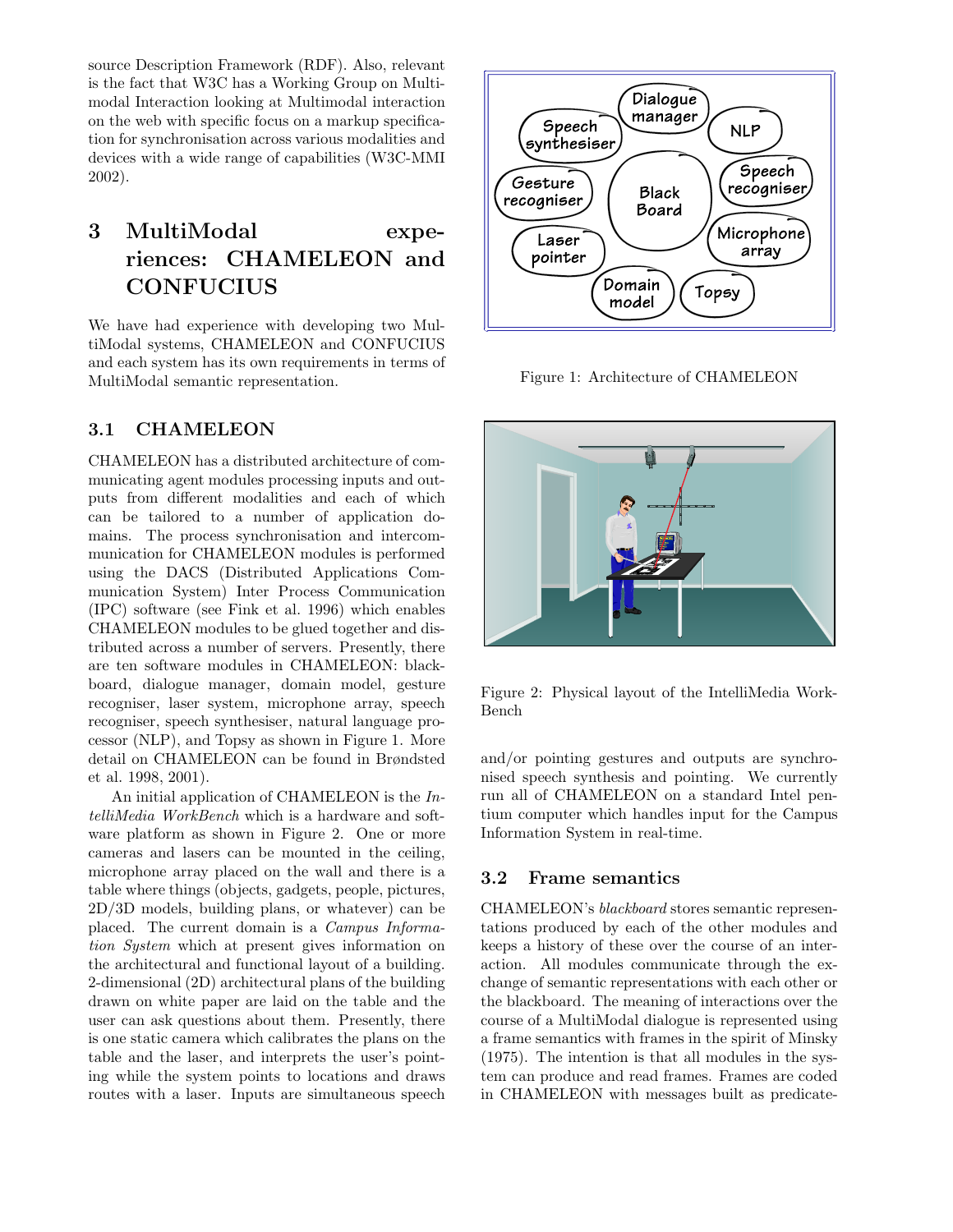source Description Framework (RDF). Also, relevant is the fact that W3C has a Working Group on Multimodal Interaction looking at Multimodal interaction on the web with specific focus on a markup specification for synchronisation across various modalities and devices with a wide range of capabilities (W3C-MMI 2002).

# 3 MultiModal experiences: CHAMELEON and CONFUCIUS

We have had experience with developing two MultiModal systems, CHAMELEON and CONFUCIUS and each system has its own requirements in terms of MultiModal semantic representation.

## 3.1 CHAMELEON

CHAMELEON has a distributed architecture of communicating agent modules processing inputs and outputs from different modalities and each of which can be tailored to a number of application domains. The process synchronisation and intercommunication for CHAMELEON modules is performed using the DACS (Distributed Applications Communication System) Inter Process Communication (IPC) software (see Fink et al. 1996) which enables CHAMELEON modules to be glued together and distributed across a number of servers. Presently, there are ten software modules in CHAMELEON: blackboard, dialogue manager, domain model, gesture recogniser, laser system, microphone array, speech recogniser, speech synthesiser, natural language processor (NLP), and Topsy as shown in Figure 1. More detail on CHAMELEON can be found in Brøndsted et al. 1998, 2001).

An initial application of CHAMELEON is the *IntelliMedia WorkBench* which is a hardware and software platform as shown in Figure 2. One or more cameras and lasers can be mounted in the ceiling, microphone array placed on the wall and there is a table where things (objects, gadgets, people, pictures, 2D/3D models, building plans, or whatever) can be placed. The current domain is a *Campus Information System* which at present gives information on the architectural and functional layout of a building. 2-dimensional (2D) architectural plans of the building drawn on white paper are laid on the table and the user can ask questions about them. Presently, there is one static camera which calibrates the plans on the table and the laser, and interprets the user's pointing while the system points to locations and draws routes with a laser. Inputs are simultaneous speech and/or pointing gestures and outputs are synchronised speech synthesis and pointing. We currently run all of CHAMELEON on a standard Intel pentium computer which handles input for the Campus Information System in real-time.

Figure 1: Architecture of CHAMELEON

Figure 2: Physical layout of the IntelliMedia WorkBench

## 3.2 Frame semantics

CHAMELEON's *blackboard* stores semantic representations produced by each of the other modules and keeps a history of these over the course of an interaction. All modules communicate through the exchange of semantic representations with each other or the blackboard. The meaning of interactions over the course of a MultiModal dialogue is represented using a frame semantics with frames in the spirit of Minsky (1975). The intention is that all modules in the system can produce and read frames. Frames are coded in CHAMELEON with messages built as predicate-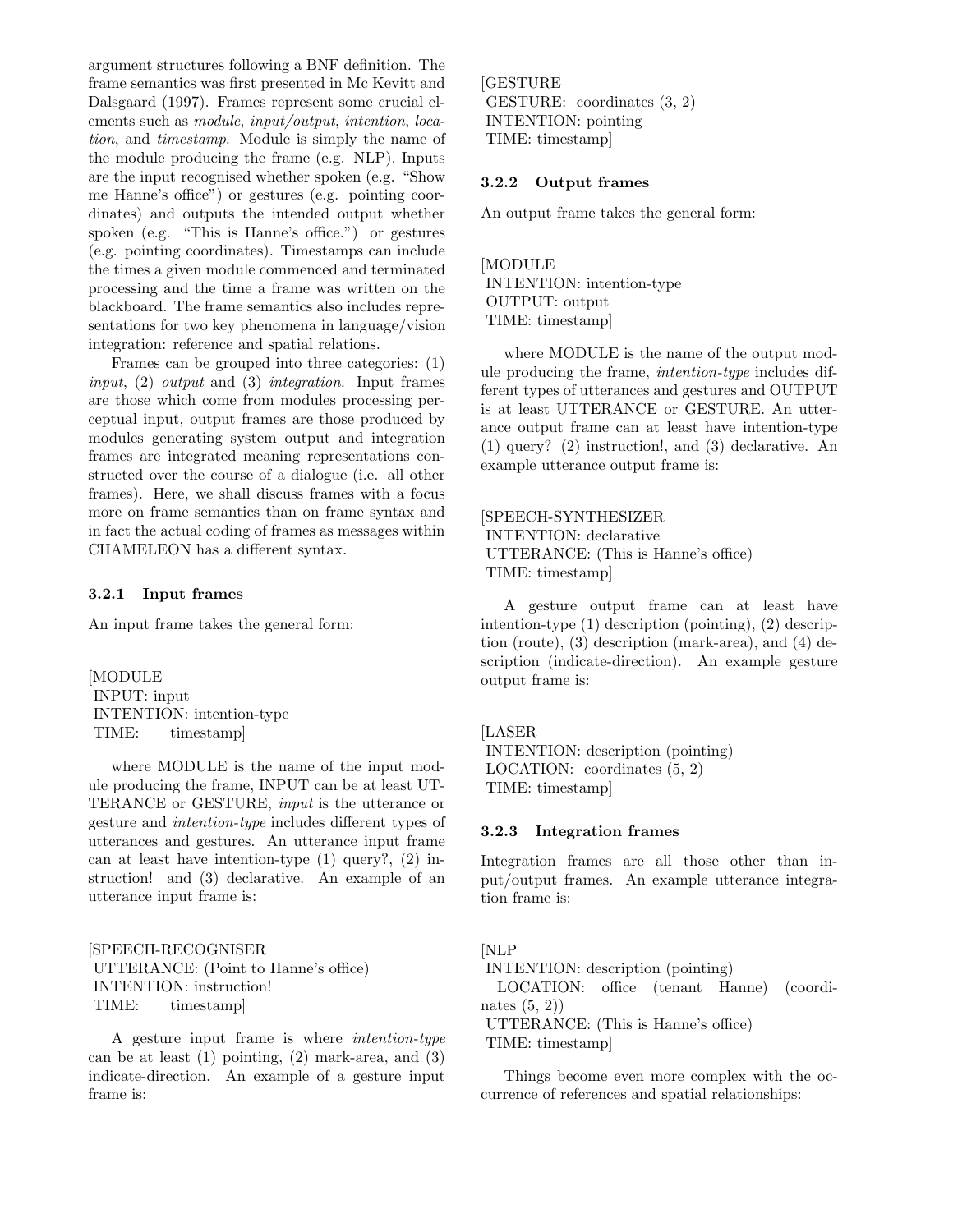argument structures following a BNF definition. The frame semantics was first presented in Mc Kevitt and Dalsgaard (1997). Frames represent some crucial elements such as *module*, *input/output*, *intention*, *location*, and *timestamp*. Module is simply the name of the module producing the frame (e.g. NLP). Inputs are the input recognised whether spoken (e.g. "Show me Hanne's office") or gestures (e.g. pointing coordinates) and outputs the intended output whether spoken (e.g. "This is Hanne's office.") or gestures (e.g. pointing coordinates). Timestamps can include the times a given module commenced and terminated processing and the time a frame was written on the blackboard. The frame semantics also includes representations for two key phenomena in language/vision integration: reference and spatial relations.

Frames can be grouped into three categories: (1) *input*, (2) *output* and (3) *integration*. Input frames are those which come from modules processing perceptual input, output frames are those produced by modules generating system output and integration frames are integrated meaning representations constructed over the course of a dialogue (i.e. all other frames). Here, we shall discuss frames with a focus more on frame semantics than on frame syntax and in fact the actual coding of frames as messages within CHAMELEON has a different syntax.

### 3.2.1 Input frames

An input frame takes the general form:

```
[MODULE
 INPUT: input
 INTENTION: intention-type
 TIME:    timestamp]
```

where MODULE is the name of the input module producing the frame, INPUT can be at least UTTERANCE or GESTURE, *input* is the utterance or gesture and *intention-type* includes different types of utterances and gestures. An utterance input frame can at least have intention-type (1) query?, (2) instruction! and (3) declarative. An example of an utterance input frame is:

```
[SPEECH-RECOGNISER
 UTTERANCE: (Point to Hanne's office)
 INTENTION: instruction!
 TIME:    timestamp]
```

A gesture input frame is where *intention-type* can be at least (1) pointing, (2) mark-area, and (3) indicate-direction. An example of a gesture input frame is:

```
[GESTURE
 GESTURE: coordinates (3, 2)
 INTENTION: pointing
 TIME: timestamp]
```

### 3.2.2 Output frames

An output frame takes the general form:

```
[MODULE
 INTENTION: intention-type
 OUTPUT: output
 TIME: timestamp]
```

where MODULE is the name of the output module producing the frame, *intention-type* includes different types of utterances and gestures and OUTPUT is at least UTTERANCE or GESTURE. An utterance output frame can at least have intention-type (1) query? (2) instruction!, and (3) declarative. An example utterance output frame is:

```
[SPEECH-SYNTHESIZER
 INTENTION: declarative
 UTTERANCE: (This is Hanne's office)
 TIME: timestamp]
```

A gesture output frame can at least have intention-type (1) description (pointing), (2) description (route), (3) description (mark-area), and (4) description (indicate-direction). An example gesture output frame is:

```
[LASER
 INTENTION: description (pointing)
 LOCATION: coordinates (5, 2)
 TIME: timestamp]
```

### 3.2.3 Integration frames

Integration frames are all those other than input/output frames. An example utterance integration frame is:

```
[NLP
 INTENTION: description (pointing)
 LOCATION: office (tenant Hanne) (coordinates (5, 2))
 UTTERANCE: (This is Hanne's office)
 TIME: timestamp]
```

Things become even more complex with the occurrence of references and spatial relationships: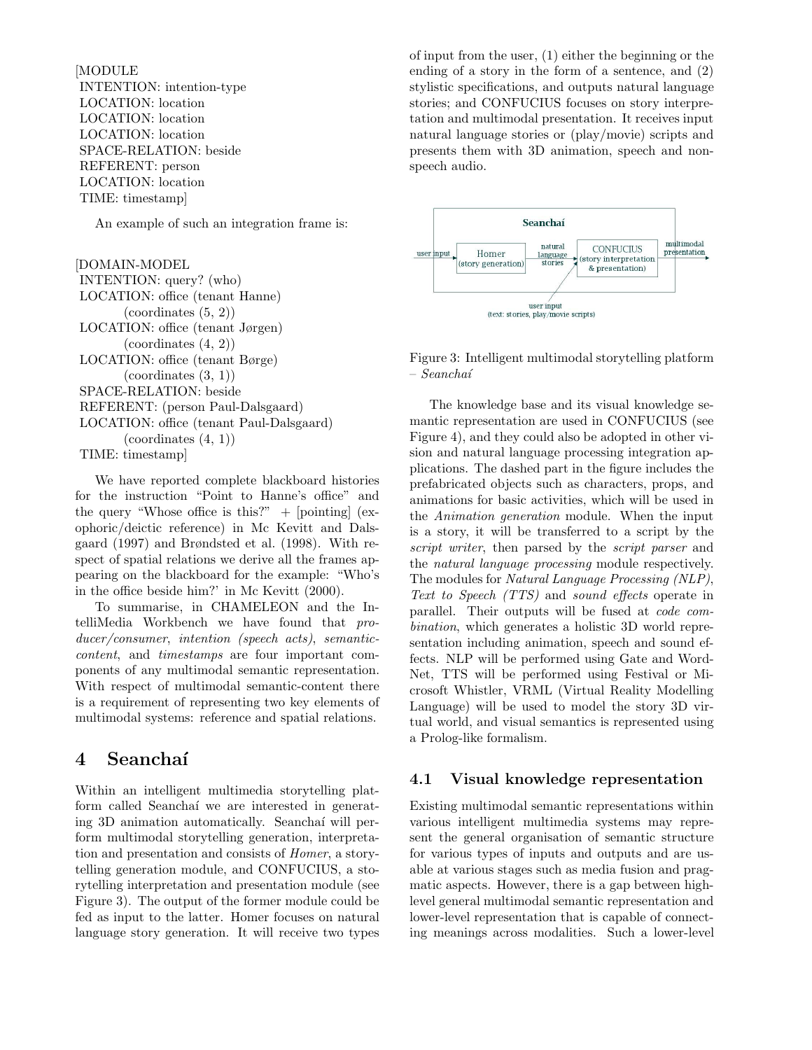```
[MODULE
 INTENTION: intention-type
 LOCATION: location
 LOCATION: location
 LOCATION: location
 SPACE-RELATION: beside
 REFERENT: person
 LOCATION: location
 TIME: timestamp]
```

An example of such an integration frame is:

```
[DOMAIN-MODEL
 INTENTION: query? (who)
 LOCATION: office (tenant Hanne)
         (coordinates (5, 2))
 LOCATION: office (tenant Jørgen)
         (coordinates (4, 2))
 LOCATION: office (tenant Børge)
         (coordinates (3, 1))
 SPACE-RELATION: beside
 REFERENT: (person Paul-Dalsgaard)
 LOCATION: office (tenant Paul-Dalsgaard)
         (coordinates (4, 1))
 TIME: timestamp]
```

We have reported complete blackboard histories for the instruction "Point to Hanne's office" and the query "Whose office is this?" + [pointing] (exophoric/deictic reference) in Mc Kevitt and Dalsgaard (1997) and Brøndsted et al. (1998). With respect of spatial relations we derive all the frames appearing on the blackboard for the example: "Who's in the office beside him?' in Mc Kevitt (2000).

To summarise, in CHAMELEON and the IntelliMedia Workbench we have found that *producer/consumer*, *intention (speech acts)*, *semantic-content*, and *timestamps* are four important components of any multimodal semantic representation. With respect of multimodal semantic-content there is a requirement of representing two key elements of multimodal systems: reference and spatial relations.

# 4 Seanchaí

Within an intelligent multimedia storytelling platform called Seanchaí we are interested in generating 3D animation automatically. Seanchaí will perform multimodal storytelling generation, interpretation and presentation and consists of *Homer*, a storytelling generation module, and CONFUCIUS, a storytelling interpretation and presentation module (see Figure 3). The output of the former module could be fed as input to the latter. Homer focuses on natural language story generation. It will receive two types of input from the user, (1) either the beginning or the ending of a story in the form of a sentence, and (2) stylistic specifications, and outputs natural language stories; and CONFUCIUS focuses on story interpretation and multimodal presentation. It receives input natural language stories or (play/movie) scripts and presents them with 3D animation, speech and non-speech audio.

Figure 3: Intelligent multimodal storytelling platform – *Seanchaí*

The knowledge base and its visual knowledge semantic representation are used in CONFUCIUS (see Figure 4), and they could also be adopted in other vision and natural language processing integration applications. The dashed part in the figure includes the prefabricated objects such as characters, props, and animations for basic activities, which will be used in the *Animation generation* module. When the input is a story, it will be transferred to a script by the *script writer*, then parsed by the *script parser* and the *natural language processing* module respectively. The modules for *Natural Language Processing (NLP)*, *Text to Speech (TTS)* and *sound effects* operate in parallel. Their outputs will be fused at *code combination*, which generates a holistic 3D world representation including animation, speech and sound effects. NLP will be performed using Gate and WordNet, TTS will be performed using Festival or Microsoft Whistler, VRML (Virtual Reality Modelling Language) will be used to model the story 3D virtual world, and visual semantics is represented using a Prolog-like formalism.

## 4.1 Visual knowledge representation

Existing multimodal semantic representations within various intelligent multimedia systems may represent the general organisation of semantic structure for various types of inputs and outputs and are usable at various stages such as media fusion and pragmatic aspects. However, there is a gap between high-level general multimodal semantic representation and lower-level representation that is capable of connecting meanings across modalities. Such a lower-level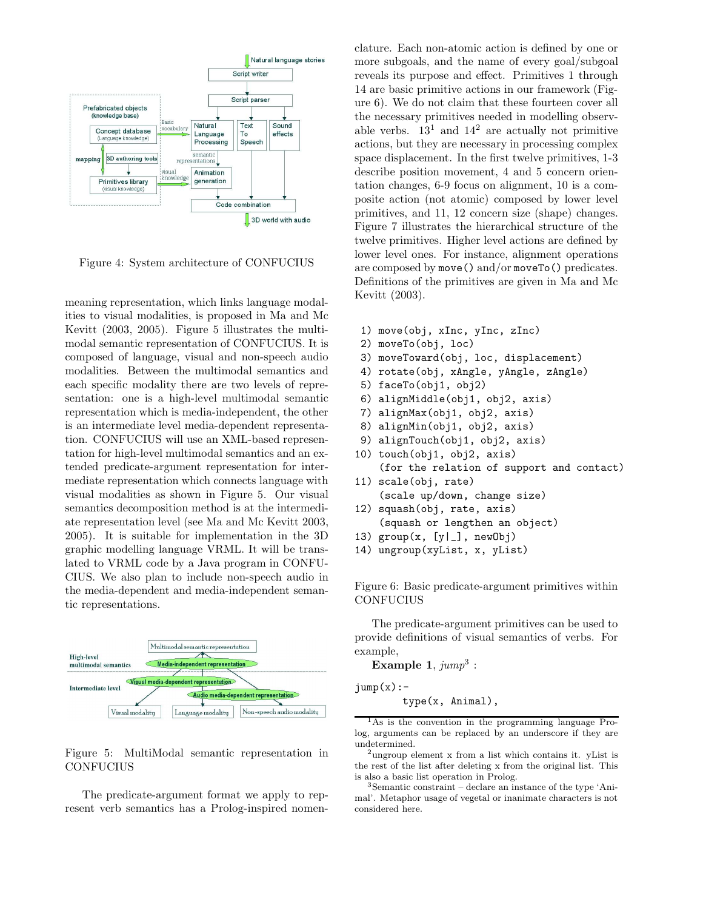Figure 4: System architecture of CONFUCIUS

meaning representation, which links language modalities to visual modalities, is proposed in Ma and Mc Kevitt (2003, 2005). Figure 5 illustrates the multimodal semantic representation of CONFUCIUS. It is composed of language, visual and non-speech audio modalities. Between the multimodal semantics and each specific modality there are two levels of representation: one is a high-level multimodal semantic representation which is media-independent, the other is an intermediate level media-dependent representation. CONFUCIUS will use an XML-based representation for high-level multimodal semantics and an extended predicate-argument representation for intermediate representation which connects language with visual modalities as shown in Figure 5. Our visual semantics decomposition method is at the intermediate representation level (see Ma and Mc Kevitt 2003, 2005). It is suitable for implementation in the 3D graphic modelling language VRML. It will be translated to VRML code by a Java program in CONFUCIUS. We also plan to include non-speech audio in the media-dependent and media-independent semantic representations.

Figure 5: MultiModal semantic representation in CONFUCIUS

The predicate-argument format we apply to represent verb semantics has a Prolog-inspired nomenclature. Each non-atomic action is defined by one or more subgoals, and the name of every goal/subgoal reveals its purpose and effect. Primitives 1 through 14 are basic primitive actions in our framework (Figure 6). We do not claim that these fourteen cover all the necessary primitives needed in modelling observable verbs. 13[1] and 14[2] are actually not primitive actions, but they are necessary in processing complex space displacement. In the first twelve primitives, 1-3 describe position movement, 4 and 5 concern orientation changes, 6-9 focus on alignment, 10 is a composite action (not atomic) composed by lower level primitives, and 11, 12 concern size (shape) changes. Figure 7 illustrates the hierarchical structure of the twelve primitives. Higher level actions are defined by lower level ones. For instance, alignment operations are composed by `move()` and/or `moveTo()` predicates. Definitions of the primitives are given in Ma and Mc Kevitt (2003).

```
 1) move(obj, xInc, yInc, zInc)
 2) moveTo(obj, loc)
 3) moveToward(obj, loc, displacement)
 4) rotate(obj, xAngle, yAngle, zAngle)
 5) faceTo(obj1, obj2)
 6) alignMiddle(obj1, obj2, axis)
 7) alignMax(obj1, obj2, axis)
 8) alignMin(obj1, obj2, axis)
 9) alignTouch(obj1, obj2, axis)
10) touch(obj1, obj2, axis)
    (for the relation of support and contact)
11) scale(obj, rate)
    (scale up/down, change size)
12) squash(obj, rate, axis)
    (squash or lengthen an object)
13) group(x, [y|_], newObj)
14) ungroup(xyList, x, yList)
```

Figure 6: Basic predicate-argument primitives within CONFUCIUS

The predicate-argument primitives can be used to provide definitions of visual semantics of verbs. For example,

**Example 1**, *jump*[3] :

```
jump(x):-
       type(x, Animal),
```

[1] As is the convention in the programming language Prolog, arguments can be replaced by an underscore if they are undetermined.

[2] ungroup element x from a list which contains it. yList is the rest of the list after deleting x from the original list. This is also a basic list operation in Prolog.

[3] Semantic constraint – declare an instance of the type 'Animal'. Metaphor usage of vegetal or inanimate characters is not considered here.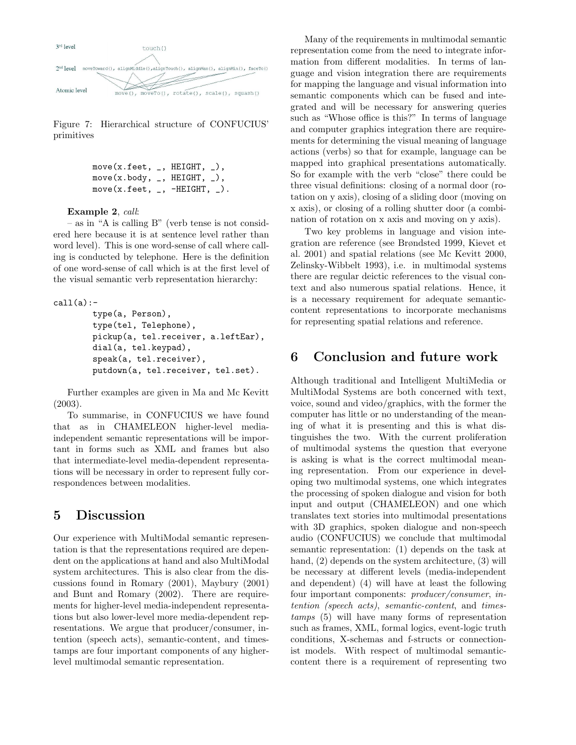Figure 7: Hierarchical structure of CONFUCIUS' primitives

```
move(x.feet, _, HEIGHT, _),
move(x.body, _, HEIGHT, _),
move(x.feet, _, -HEIGHT, _).
```

**Example 2**, *call*:

– as in "A is calling B" (verb tense is not considered here because it is at sentence level rather than word level). This is one word-sense of call where calling is conducted by telephone. Here is the definition of one word-sense of call which is at the first level of the visual semantic verb representation hierarchy:

```
call(a):-
        type(a, Person),
        type(tel, Telephone),
        pickup(a, tel.receiver, a.leftEar),
        dial(a, tel.keypad),
        speak(a, tel.receiver),
        putdown(a, tel.receiver, tel.set).
```

Further examples are given in Ma and Mc Kevitt (2003).

To summarise, in CONFUCIUS we have found that as in CHAMELEON higher-level media-independent semantic representations will be important in forms such as XML and frames but also that intermediate-level media-dependent representations will be necessary in order to represent fully correspondences between modalities.

# 5 Discussion

Our experience with MultiModal semantic representation is that the representations required are dependent on the applications at hand and also MultiModal system architectures. This is also clear from the discussions found in Romary (2001), Maybury (2001) and Bunt and Romary (2002). There are requirements for higher-level media-independent representations but also lower-level more media-dependent representations. We argue that producer/consumer, intention (speech acts), semantic-content, and timestamps are four important components of any higher-level multimodal semantic representation.

Many of the requirements in multimodal semantic representation come from the need to integrate information from different modalities. In terms of language and vision integration there are requirements for mapping the language and visual information into semantic components which can be fused and integrated and will be necessary for answering queries such as "Whose office is this?" In terms of language and computer graphics integration there are requirements for determining the visual meaning of language actions (verbs) so that for example, language can be mapped into graphical presentations automatically. So for example with the verb "close" there could be three visual definitions: closing of a normal door (rotation on y axis), closing of a sliding door (moving on x axis), or closing of a rolling shutter door (a combination of rotation on x axis and moving on y axis).

Two key problems in language and vision integration are reference (see Brøndsted 1999, Kievet et al. 2001) and spatial relations (see Mc Kevitt 2000, Zelinsky-Wibbelt 1993), i.e. in multimodal systems there are regular deictic references to the visual context and also numerous spatial relations. Hence, it is a necessary requirement for adequate semantic-content representations to incorporate mechanisms for representing spatial relations and reference.

# 6 Conclusion and future work

Although traditional and Intelligent MultiMedia or MultiModal Systems are both concerned with text, voice, sound and video/graphics, with the former the computer has little or no understanding of the meaning of what it is presenting and this is what distinguishes the two. With the current proliferation of multimodal systems the question that everyone is asking is what is the correct multimodal meaning representation. From our experience in developing two multimodal systems, one which integrates the processing of spoken dialogue and vision for both input and output (CHAMELEON) and one which translates text stories into multimodal presentations with 3D graphics, spoken dialogue and non-speech audio (CONFUCIUS) we conclude that multimodal semantic representation: (1) depends on the task at hand, (2) depends on the system architecture, (3) will be necessary at different levels (media-independent and dependent) (4) will have at least the following four important components: *producer/consumer*, *intention (speech acts)*, *semantic-content*, and *timestamps* (5) will have many forms of representation such as frames, XML, formal logics, event-logic truth conditions, X-schemas and f-structs or connectionist models. With respect of multimodal semantic-content there is a requirement of representing two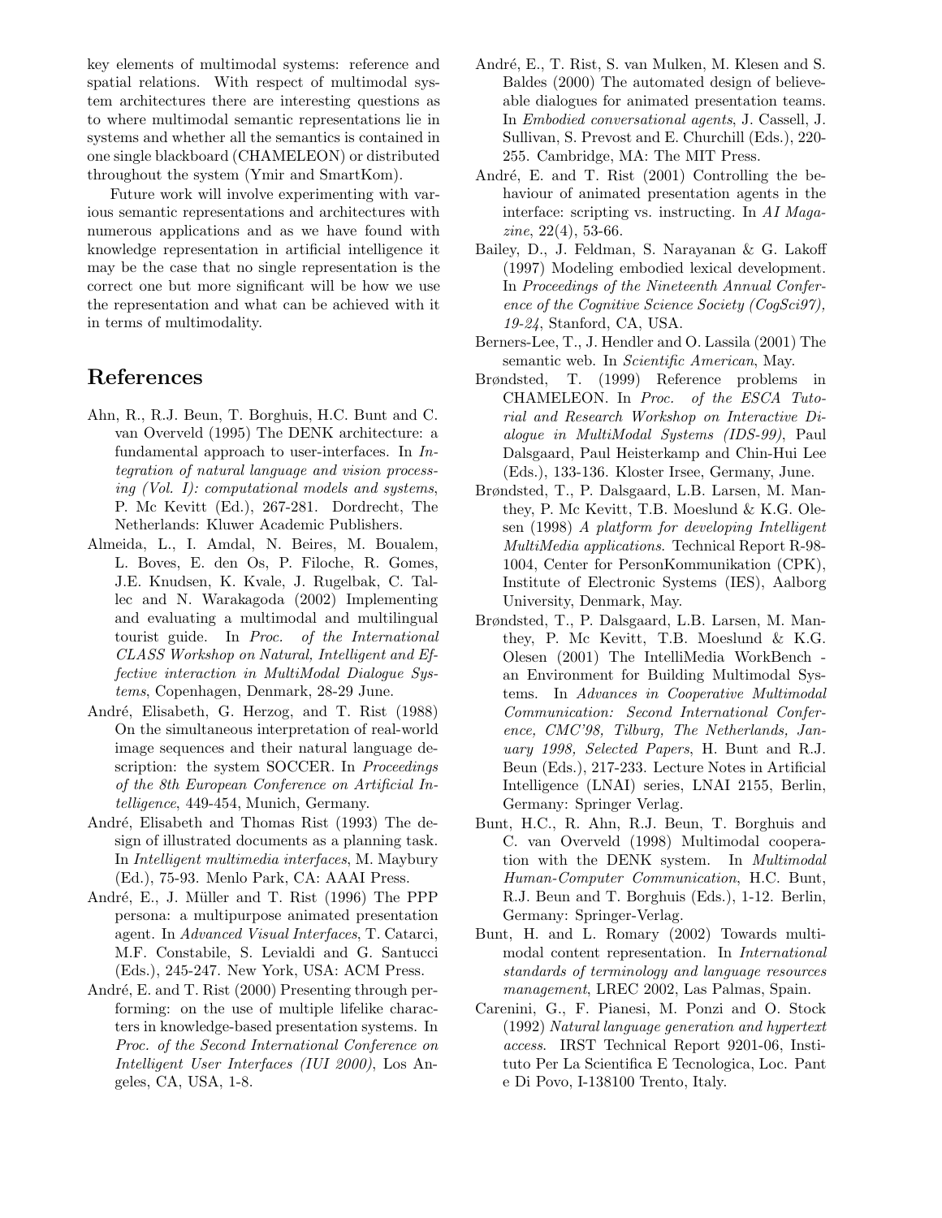key elements of multimodal systems: reference and spatial relations. With respect of multimodal system architectures there are interesting questions as to where multimodal semantic representations lie in systems and whether all the semantics is contained in one single blackboard (CHAMELEON) or distributed throughout the system (Ymir and SmartKom).

Future work will involve experimenting with various semantic representations and architectures with numerous applications and as we have found with knowledge representation in artificial intelligence it may be the case that no single representation is the correct one but more significant will be how we use the representation and what can be achieved with it in terms of multimodality.

# References

Ahn, R., R.J. Beun, T. Borghuis, H.C. Bunt and C. van Overveld (1995) The DENK architecture: a fundamental approach to user-interfaces. In *Integration of natural language and vision processing (Vol. I): computational models and systems*, P. Mc Kevitt (Ed.), 267-281. Dordrecht, The Netherlands: Kluwer Academic Publishers.

Almeida, L., I. Amdal, N. Beires, M. Boualem, L. Boves, E. den Os, P. Filoche, R. Gomes, J.E. Knudsen, K. Kvale, J. Rugelbak, C. Tallec and N. Warakagoda (2002) Implementing and evaluating a multimodal and multilingual tourist guide. In *Proc. of the International CLASS Workshop on Natural, Intelligent and Effective interaction in MultiModal Dialogue Systems*, Copenhagen, Denmark, 28-29 June.

André, Elisabeth, G. Herzog, and T. Rist (1988) On the simultaneous interpretation of real-world image sequences and their natural language description: the system SOCCER. In *Proceedings of the 8th European Conference on Artificial Intelligence*, 449-454, Munich, Germany.

André, Elisabeth and Thomas Rist (1993) The design of illustrated documents as a planning task. In *Intelligent multimedia interfaces*, M. Maybury (Ed.), 75-93. Menlo Park, CA: AAAI Press.

André, E., J. Müller and T. Rist (1996) The PPP persona: a multipurpose animated presentation agent. In *Advanced Visual Interfaces*, T. Catarci, M.F. Constabile, S. Levialdi and G. Santucci (Eds.), 245-247. New York, USA: ACM Press.

André, E. and T. Rist (2000) Presenting through performing: on the use of multiple lifelike characters in knowledge-based presentation systems. In *Proc. of the Second International Conference on Intelligent User Interfaces (IUI 2000)*, Los Angeles, CA, USA, 1-8.

André, E., T. Rist, S. van Mulken, M. Klesen and S. Baldes (2000) The automated design of believeable dialogues for animated presentation teams. In *Embodied conversational agents*, J. Cassell, J. Sullivan, S. Prevost and E. Churchill (Eds.), 220-255. Cambridge, MA: The MIT Press.

André, E. and T. Rist (2001) Controlling the behaviour of animated presentation agents in the interface: scripting vs. instructing. In *AI Magazine*, 22(4), 53-66.

Bailey, D., J. Feldman, S. Narayanan & G. Lakoff (1997) Modeling embodied lexical development. In *Proceedings of the Nineteenth Annual Conference of the Cognitive Science Society (CogSci97), 19-24*, Stanford, CA, USA.

Berners-Lee, T., J. Hendler and O. Lassila (2001) The semantic web. In *Scientific American*, May.

Brøndsted, T. (1999) Reference problems in CHAMELEON. In *Proc. of the ESCA Tutorial and Research Workshop on Interactive Dialogue in MultiModal Systems (IDS-99)*, Paul Dalsgaard, Paul Heisterkamp and Chin-Hui Lee (Eds.), 133-136. Kloster Irsee, Germany, June.

Brøndsted, T., P. Dalsgaard, L.B. Larsen, M. Manthey, P. Mc Kevitt, T.B. Moeslund & K.G. Olesen (1998) *A platform for developing Intelligent MultiMedia applications*. Technical Report R-98-1004, Center for PersonKommunikation (CPK), Institute of Electronic Systems (IES), Aalborg University, Denmark, May.

Brøndsted, T., P. Dalsgaard, L.B. Larsen, M. Manthey, P. Mc Kevitt, T.B. Moeslund & K.G. Olesen (2001) The IntelliMedia WorkBench - an Environment for Building Multimodal Systems. In *Advances in Cooperative Multimodal Communication: Second International Conference, CMC'98, Tilburg, The Netherlands, January 1998, Selected Papers*, H. Bunt and R.J. Beun (Eds.), 217-233. Lecture Notes in Artificial Intelligence (LNAI) series, LNAI 2155, Berlin, Germany: Springer Verlag.

Bunt, H.C., R. Ahn, R.J. Beun, T. Borghuis and C. van Overveld (1998) Multimodal cooperation with the DENK system. In *Multimodal Human-Computer Communication*, H.C. Bunt, R.J. Beun and T. Borghuis (Eds.), 1-12. Berlin, Germany: Springer-Verlag.

Bunt, H. and L. Romary (2002) Towards multimodal content representation. In *International standards of terminology and language resources management*, LREC 2002, Las Palmas, Spain.

Carenini, G., F. Pianesi, M. Ponzi and O. Stock (1992) *Natural language generation and hypertext access*. IRST Technical Report 9201-06, Instituto Per La Scientifica E Tecnologica, Loc. Pant e Di Povo, I-138100 Trento, Italy.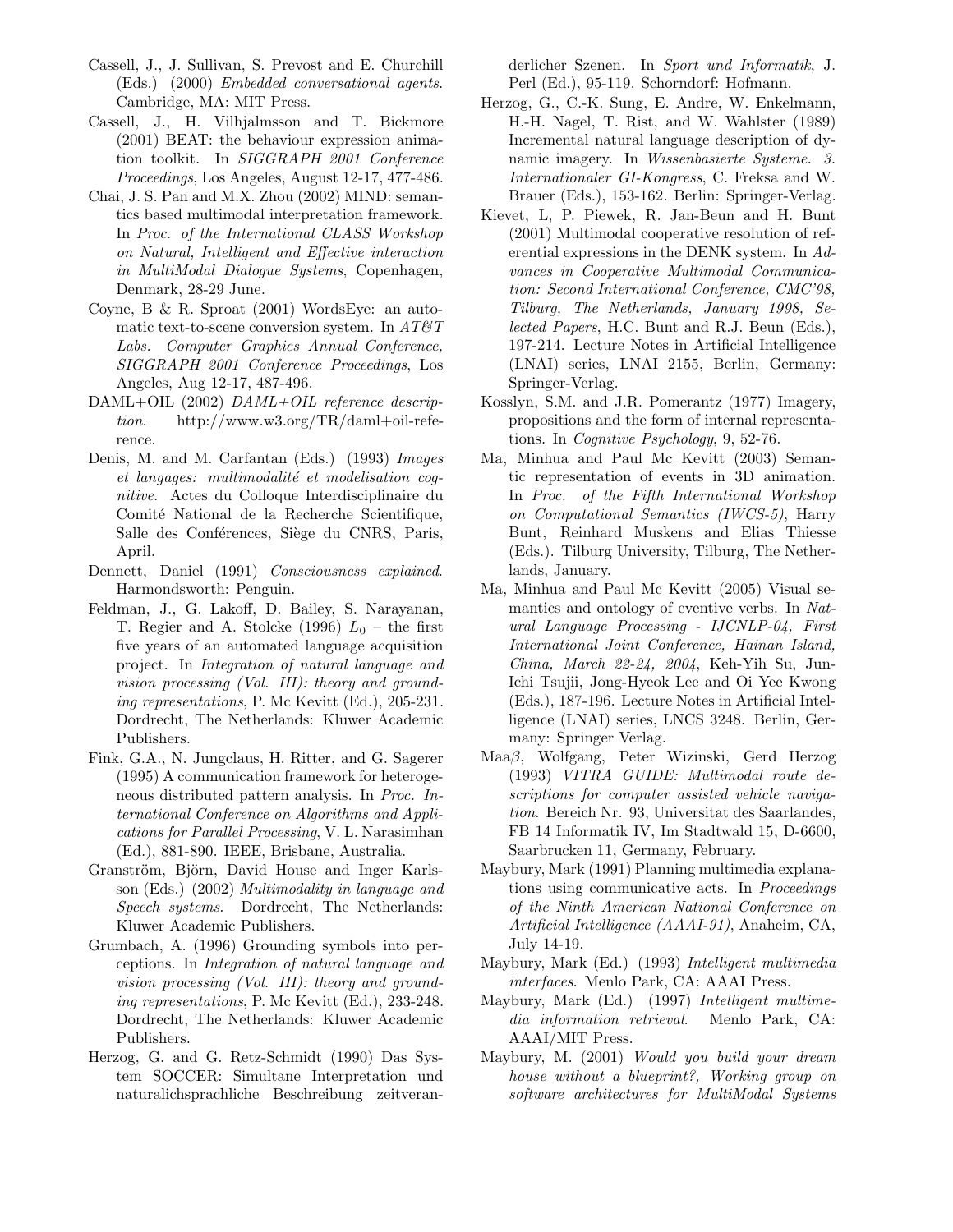Cassell, J., J. Sullivan, S. Prevost and E. Churchill (Eds.) (2000) *Embedded conversational agents*. Cambridge, MA: MIT Press.

Cassell, J., H. Vilhjalmsson and T. Bickmore (2001) BEAT: the behaviour expression animation toolkit. In *SIGGRAPH 2001 Conference Proceedings*, Los Angeles, August 12-17, 477-486.

Chai, J. S. Pan and M.X. Zhou (2002) MIND: semantics based multimodal interpretation framework. In *Proc. of the International CLASS Workshop on Natural, Intelligent and Effective interaction in MultiModal Dialogue Systems*, Copenhagen, Denmark, 28-29 June.

Coyne, B & R. Sproat (2001) WordsEye: an automatic text-to-scene conversion system. In *AT&T Labs. Computer Graphics Annual Conference, SIGGRAPH 2001 Conference Proceedings*, Los Angeles, Aug 12-17, 487-496.

DAML+OIL (2002) *DAML+OIL reference description*. http://www.w3.org/TR/daml+oil-reference.

Denis, M. and M. Carfantan (Eds.) (1993) *Images et langages: multimodalité et modelisation cognitive*. Actes du Colloque Interdisciplinaire du Comité National de la Recherche Scientifique, Salle des Conférences, Siège du CNRS, Paris, April.

Dennett, Daniel (1991) *Consciousness explained*. Harmondsworth: Penguin.

Feldman, J., G. Lakoff, D. Bailey, S. Narayanan, T. Regier and A. Stolcke (1996) $L_0$ – the first five years of an automated language acquisition project. In *Integration of natural language and vision processing (Vol. III): theory and grounding representations*, P. Mc Kevitt (Ed.), 205-231. Dordrecht, The Netherlands: Kluwer Academic Publishers.

Fink, G.A., N. Jungclaus, H. Ritter, and G. Sagerer (1995) A communication framework for heterogeneous distributed pattern analysis. In *Proc. International Conference on Algorithms and Applications for Parallel Processing*, V. L. Narasimhan (Ed.), 881-890. IEEE, Brisbane, Australia.

Granström, Björn, David House and Inger Karlsson (Eds.) (2002) *Multimodality in language and Speech systems*. Dordrecht, The Netherlands: Kluwer Academic Publishers.

Grumbach, A. (1996) Grounding symbols into perceptions. In *Integration of natural language and vision processing (Vol. III): theory and grounding representations*, P. Mc Kevitt (Ed.), 233-248. Dordrecht, The Netherlands: Kluwer Academic Publishers.

Herzog, G. and G. Retz-Schmidt (1990) Das System SOCCER: Simultane Interpretation und naturalichsprachliche Beschreibung zeitveranderlicher Szenen. In *Sport und Informatik*, J. Perl (Ed.), 95-119. Schorndorf: Hofmann.

Herzog, G., C.-K. Sung, E. Andre, W. Enkelmann, H.-H. Nagel, T. Rist, and W. Wahlster (1989) Incremental natural language description of dynamic imagery. In *Wissenbasierte Systeme. 3. Internationaler GI-Kongress*, C. Freksa and W. Brauer (Eds.), 153-162. Berlin: Springer-Verlag.

Kievet, L, P. Piewek, R. Jan-Beun and H. Bunt (2001) Multimodal cooperative resolution of referential expressions in the DENK system. In *Advances in Cooperative Multimodal Communication: Second International Conference, CMC'98, Tilburg, The Netherlands, January 1998, Selected Papers*, H.C. Bunt and R.J. Beun (Eds.), 197-214. Lecture Notes in Artificial Intelligence (LNAI) series, LNAI 2155, Berlin, Germany: Springer-Verlag.

Kosslyn, S.M. and J.R. Pomerantz (1977) Imagery, propositions and the form of internal representations. In *Cognitive Psychology*, 9, 52-76.

Ma, Minhua and Paul Mc Kevitt (2003) Semantic representation of events in 3D animation. In *Proc. of the Fifth International Workshop on Computational Semantics (IWCS-5)*, Harry Bunt, Reinhard Muskens and Elias Thiesse (Eds.). Tilburg University, Tilburg, The Netherlands, January.

Ma, Minhua and Paul Mc Kevitt (2005) Visual semantics and ontology of eventive verbs. In *Natural Language Processing - IJCNLP-04, First International Joint Conference, Hainan Island, China, March 22-24, 2004*, Keh-Yih Su, Jun-Ichi Tsujii, Jong-Hyeok Lee and Oi Yee Kwong (Eds.), 187-196. Lecture Notes in Artificial Intelligence (LNAI) series, LNCS 3248. Berlin, Germany: Springer Verlag.

Maa$\beta$, Wolfgang, Peter Wizinski, Gerd Herzog (1993) *VITRA GUIDE: Multimodal route descriptions for computer assisted vehicle navigation.* Bereich Nr. 93, Universitat des Saarlandes, FB 14 Informatik IV, Im Stadtwald 15, D-6600, Saarbrucken 11, Germany, February.

Maybury, Mark (1991) Planning multimedia explanations using communicative acts. In *Proceedings of the Ninth American National Conference on Artificial Intelligence (AAAI-91)*, Anaheim, CA, July 14-19.

Maybury, Mark (Ed.) (1993) *Intelligent multimedia interfaces*. Menlo Park, CA: AAAI Press.

Maybury, Mark (Ed.) (1997) *Intelligent multimedia information retrieval*. Menlo Park, CA: AAAI/MIT Press.

Maybury, M. (2001) *Would you build your dream house without a blueprint?, Working group on software architectures for MultiModal Systems*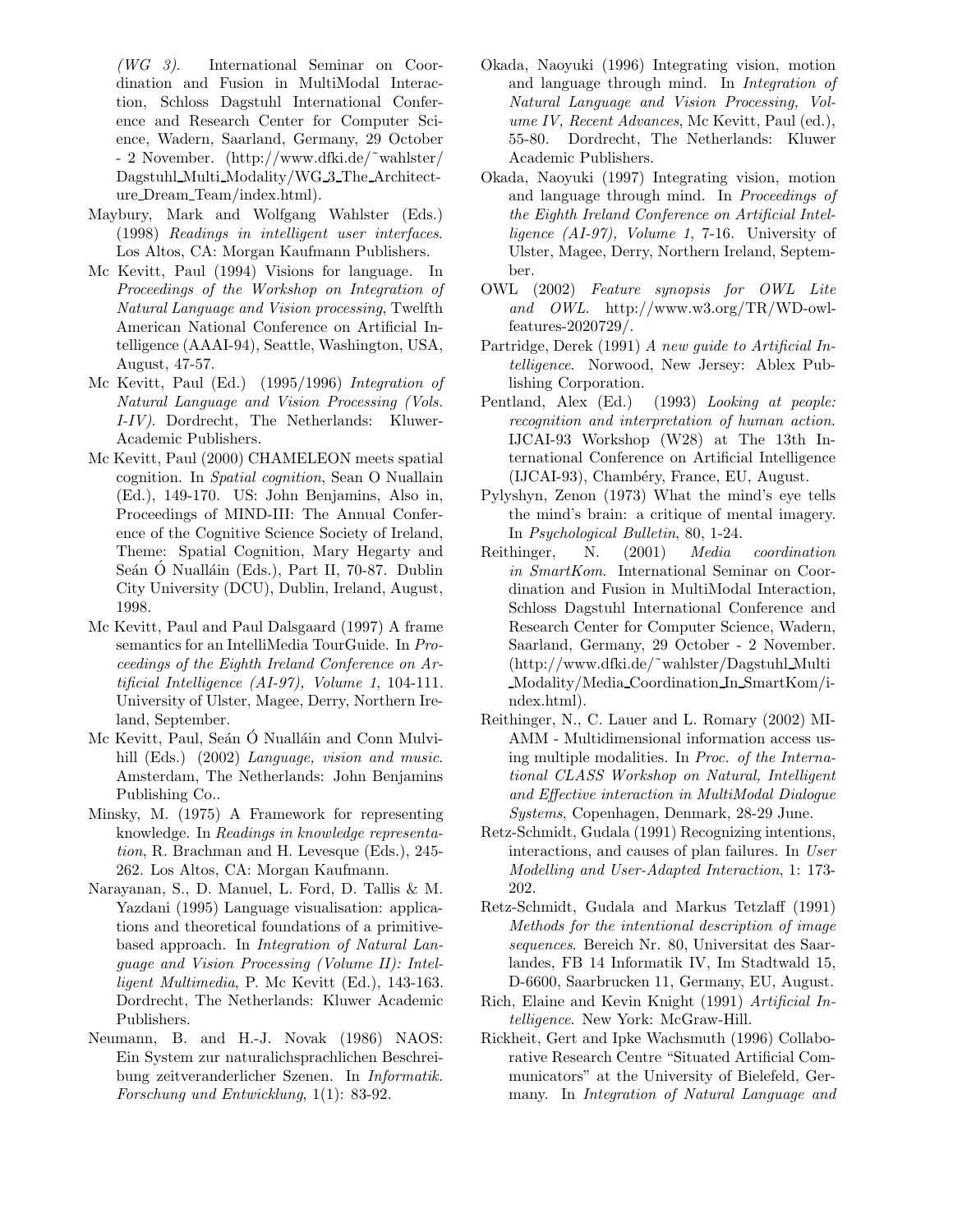*(WG 3)*. International Seminar on Coordination and Fusion in MultiModal Interaction, Schloss Dagstuhl International Conference and Research Center for Computer Science, Wadern, Saarland, Germany, 29 October - 2 November. (http://www.dfki.de/~wahlster/Dagstuhl_Multi_Modality/WG_3_The_Architecture_Dream_Team/index.html).

Maybury, Mark and Wolfgang Wahlster (Eds.) (1998) *Readings in intelligent user interfaces*. Los Altos, CA: Morgan Kaufmann Publishers.

Mc Kevitt, Paul (1994) Visions for language. In *Proceedings of the Workshop on Integration of Natural Language and Vision processing*, Twelfth American National Conference on Artificial Intelligence (AAAI-94), Seattle, Washington, USA, August, 47-57.

Mc Kevitt, Paul (Ed.) (1995/1996) *Integration of Natural Language and Vision Processing (Vols. I-IV)*. Dordrecht, The Netherlands: Kluwer-Academic Publishers.

Mc Kevitt, Paul (2000) CHAMELEON meets spatial cognition. In *Spatial cognition*, Sean O Nuallain (Ed.), 149-170. US: John Benjamins, Also in, Proceedings of MIND-III: The Annual Conference of the Cognitive Science Society of Ireland, Theme: Spatial Cognition, Mary Hegarty and Seán Ó Nualláin (Eds.), Part II, 70-87. Dublin City University (DCU), Dublin, Ireland, August, 1998.

Mc Kevitt, Paul and Paul Dalsgaard (1997) A frame semantics for an IntelliMedia TourGuide. In *Proceedings of the Eighth Ireland Conference on Artificial Intelligence (AI-97), Volume 1*, 104-111. University of Ulster, Magee, Derry, Northern Ireland, September.

Mc Kevitt, Paul, Seán Ó Nualláin and Conn Mulvihill (Eds.) (2002) *Language, vision and music*. Amsterdam, The Netherlands: John Benjamins Publishing Co..

Minsky, M. (1975) A Framework for representing knowledge. In *Readings in knowledge representation*, R. Brachman and H. Levesque (Eds.), 245-262. Los Altos, CA: Morgan Kaufmann.

Narayanan, S., D. Manuel, L. Ford, D. Tallis & M. Yazdani (1995) Language visualisation: applications and theoretical foundations of a primitive-based approach. In *Integration of Natural Language and Vision Processing (Volume II): Intelligent Multimedia*, P. Mc Kevitt (Ed.), 143-163. Dordrecht, The Netherlands: Kluwer Academic Publishers.

Neumann, B. and H.-J. Novak (1986) NAOS: Ein System zur naturalichsprachlichen Beschreibung zeitveranderlicher Szenen. In *Informatik. Forschung und Entwicklung*, 1(1): 83-92.

Okada, Naoyuki (1996) Integrating vision, motion and language through mind. In *Integration of Natural Language and Vision Processing, Volume IV, Recent Advances*, Mc Kevitt, Paul (ed.), 55-80. Dordrecht, The Netherlands: Kluwer Academic Publishers.

Okada, Naoyuki (1997) Integrating vision, motion and language through mind. In *Proceedings of the Eighth Ireland Conference on Artificial Intelligence (AI-97), Volume 1*, 7-16. University of Ulster, Magee, Derry, Northern Ireland, September.

OWL (2002) *Feature synopsis for OWL Lite and OWL*. http://www.w3.org/TR/WD-owl-features-2020729/.

Partridge, Derek (1991) *A new guide to Artificial Intelligence*. Norwood, New Jersey: Ablex Publishing Corporation.

Pentland, Alex (Ed.) (1993) *Looking at people: recognition and interpretation of human action*. IJCAI-93 Workshop (W28) at The 13th International Conference on Artificial Intelligence (IJCAI-93), Chambéry, France, EU, August.

Pylyshyn, Zenon (1973) What the mind's eye tells the mind's brain: a critique of mental imagery. In *Psychological Bulletin*, 80, 1-24.

Reithinger, N. (2001) *Media coordination in SmartKom*. International Seminar on Coordination and Fusion in MultiModal Interaction, Schloss Dagstuhl International Conference and Research Center for Computer Science, Wadern, Saarland, Germany, 29 October - 2 November. (http://www.dfki.de/~wahlster/Dagstuhl_Multi_Modality/Media_Coordination_In_SmartKom/index.html).

Reithinger, N., C. Lauer and L. Romary (2002) MIAMM - Multidimensional information access using multiple modalities. In *Proc. of the International CLASS Workshop on Natural, Intelligent and Effective interaction in MultiModal Dialogue Systems*, Copenhagen, Denmark, 28-29 June.

Retz-Schmidt, Gudala (1991) Recognizing intentions, interactions, and causes of plan failures. In *User Modelling and User-Adapted Interaction*, 1: 173-202.

Retz-Schmidt, Gudala and Markus Tetzlaff (1991) *Methods for the intentional description of image sequences*. Bereich Nr. 80, Universitat des Saarlandes, FB 14 Informatik IV, Im Stadtwald 15, D-6600, Saarbrucken 11, Germany, EU, August.

Rich, Elaine and Kevin Knight (1991) *Artificial Intelligence*. New York: McGraw-Hill.

Rickheit, Gert and Ipke Wachsmuth (1996) Collaborative Research Centre "Situated Artificial Communicators" at the University of Bielefeld, Germany. In *Integration of Natural Language and*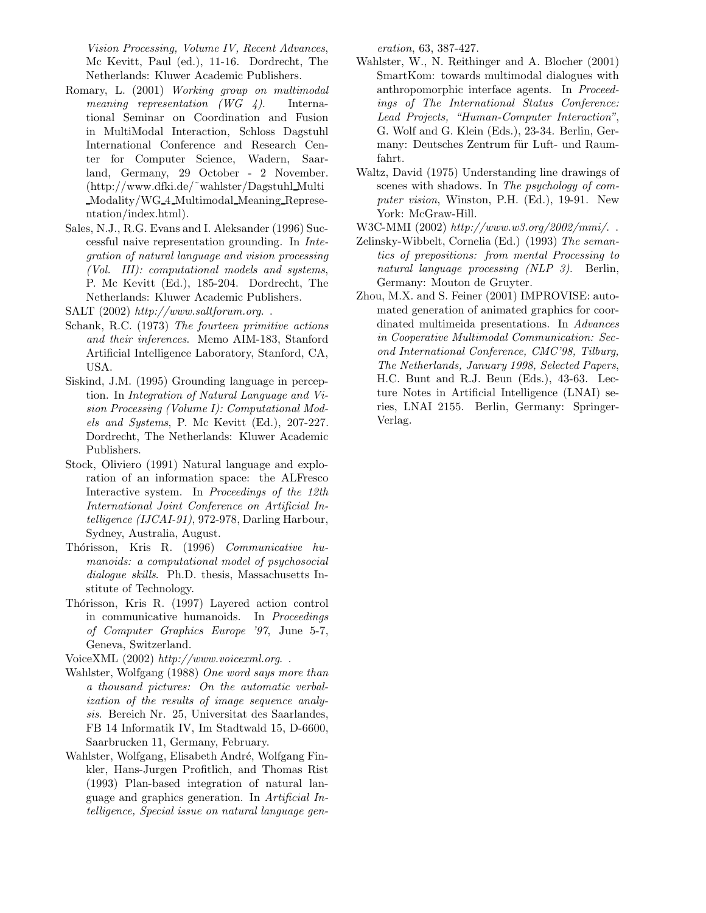*Vision Processing, Volume IV, Recent Advances*, Mc Kevitt, Paul (ed.), 11-16. Dordrecht, The Netherlands: Kluwer Academic Publishers.

Romary, L. (2001) *Working group on multimodal meaning representation (WG 4).* International Seminar on Coordination and Fusion in MultiModal Interaction, Schloss Dagstuhl International Conference and Research Center for Computer Science, Wadern, Saarland, Germany, 29 October - 2 November. (http://www.dfki.de/~wahlster/Dagstuhl_Multi_Modality/WG_4_Multimodal_Meaning_Representation/index.html).

Sales, N.J., R.G. Evans and I. Aleksander (1996) Successful naive representation grounding. In *Integration of natural language and vision processing (Vol. III): computational models and systems*, P. Mc Kevitt (Ed.), 185-204. Dordrecht, The Netherlands: Kluwer Academic Publishers.

SALT (2002) *http://www.saltforum.org*. .

Schank, R.C. (1973) *The fourteen primitive actions and their inferences*. Memo AIM-183, Stanford Artificial Intelligence Laboratory, Stanford, CA, USA.

Siskind, J.M. (1995) Grounding language in perception. In *Integration of Natural Language and Vision Processing (Volume I): Computational Models and Systems*, P. Mc Kevitt (Ed.), 207-227. Dordrecht, The Netherlands: Kluwer Academic Publishers.

Stock, Oliviero (1991) Natural language and exploration of an information space: the ALFresco Interactive system. In *Proceedings of the 12th International Joint Conference on Artificial Intelligence (IJCAI-91)*, 972-978, Darling Harbour, Sydney, Australia, August.

Thórisson, Kris R. (1996) *Communicative humanoids: a computational model of psychosocial dialogue skills*. Ph.D. thesis, Massachusetts Institute of Technology.

Thórisson, Kris R. (1997) Layered action control in communicative humanoids. In *Proceedings of Computer Graphics Europe '97*, June 5-7, Geneva, Switzerland.

VoiceXML (2002) *http://www.voicexml.org*. .

Wahlster, Wolfgang (1988) *One word says more than a thousand pictures: On the automatic verbalization of the results of image sequence analysis*. Bereich Nr. 25, Universitat des Saarlandes, FB 14 Informatik IV, Im Stadtwald 15, D-6600, Saarbrucken 11, Germany, February.

Wahlster, Wolfgang, Elisabeth André, Wolfgang Finkler, Hans-Jurgen Profitlich, and Thomas Rist (1993) Plan-based integration of natural language and graphics generation. In *Artificial Intelligence, Special issue on natural language generation*, 63, 387-427.

Wahlster, W., N. Reithinger and A. Blocher (2001) SmartKom: towards multimodal dialogues with anthropomorphic interface agents. In *Proceedings of The International Status Conference: Lead Projects, "Human-Computer Interaction"*, G. Wolf and G. Klein (Eds.), 23-34. Berlin, Germany: Deutsches Zentrum für Luft- und Raumfahrt.

Waltz, David (1975) Understanding line drawings of scenes with shadows. In *The psychology of computer vision*, Winston, P.H. (Ed.), 19-91. New York: McGraw-Hill.

W3C-MMI (2002) *http://www.w3.org/2002/mmi/*. .

Zelinsky-Wibbelt, Cornelia (Ed.) (1993) *The semantics of prepositions: from mental Processing to natural language processing (NLP 3).* Berlin, Germany: Mouton de Gruyter.

Zhou, M.X. and S. Feiner (2001) IMPROVISE: automated generation of animated graphics for coordinated multimeida presentations. In *Advances in Cooperative Multimodal Communication: Second International Conference, CMC'98, Tilburg, The Netherlands, January 1998, Selected Papers*, H.C. Bunt and R.J. Beun (Eds.), 43-63. Lecture Notes in Artificial Intelligence (LNAI) series, LNAI 2155. Berlin, Germany: Springer-Verlag.